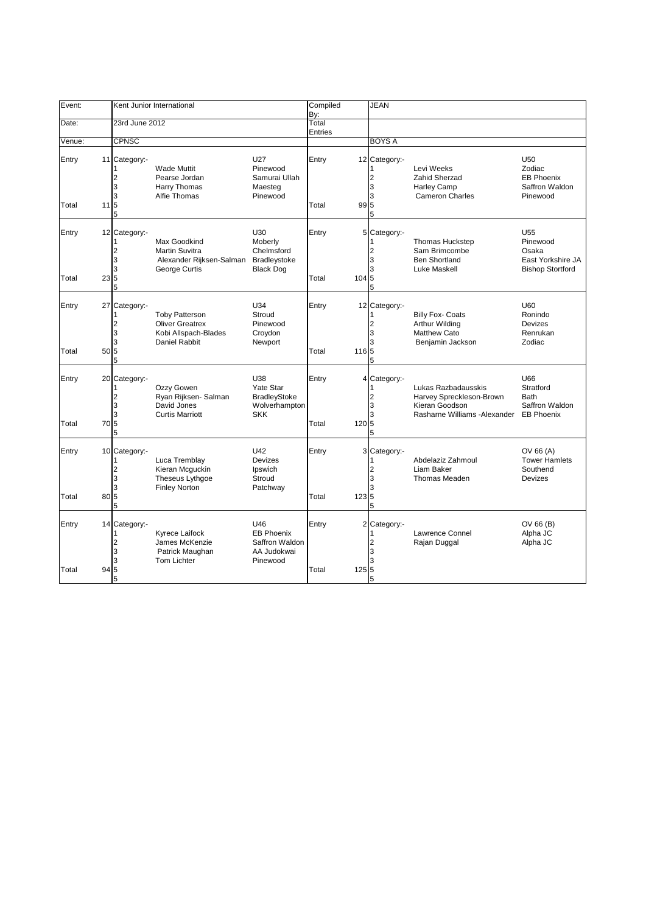| Event: | Kent Junior International | | | Compiled By: | | JEAN | | |
|---|---|---|---|---|---|---|---|---|
| Date: | 23rd June 2012 | | | Total Entries | | | | |
| Venue: | CPNSC | | | | | BOYS A | | |

| | | | | | | | | | |
|---|---|---|---|---|---|---|---|---|---|
| Entry | 11 | Category:- | | U27 | Entry | 12 | Category:- | | U50 |
| | | 1 | Wade Muttit | Pinewood | | | 1 | Levi Weeks | Zodiac |
| | | 2 | Pearse Jordan | Samurai Ullah | | | 2 | Zahid Sherzad | EB Phoenix |
| | | 3 | Harry Thomas | Maesteg | | | 3 | Harley Camp | Saffron Waldon |
| | | 3 | Alfie Thomas | Pinewood | | | 3 | Cameron Charles | Pinewood |
| Total | 11 | 5 | | | Total | 99 | 5 | | |
| | | 5 | | | | | 5 | | |
| Entry | 12 | Category:- | | U30 | Entry | 5 | Category:- | | U55 |
| | | 1 | Max Goodkind | Moberly | | | 1 | Thomas Huckstep | Pinewood |
| | | 2 | Martin Suvitra | Chelmsford | | | 2 | Sam Brimcombe | Osaka |
| | | 3 | Alexander Rijksen-Salman | Bradleystoke | | | 3 | Ben Shortland | East Yorkshire JA |
| | | 3 | George Curtis | Black Dog | | | 3 | Luke Maskell | Bishop Stortford |
| Total | 23 | 5 | | | Total | 104 | 5 | | |
| | | 5 | | | | | 5 | | |
| Entry | 27 | Category:- | | U34 | Entry | 12 | Category:- | | U60 |
| | | 1 | Toby Patterson | Stroud | | | 1 | Billy Fox- Coats | Ronindo |
| | | 2 | Oliver Greatrex | Pinewood | | | 2 | Arthur Wilding | Devizes |
| | | 3 | Kobi Allspach-Blades | Croydon | | | 3 | Matthew Cato | Renrukan |
| | | 3 | Daniel Rabbit | Newport | | | 3 | Benjamin Jackson | Zodiac |
| Total | 50 | 5 | | | Total | 116 | 5 | | |
| | | 5 | | | | | 5 | | |
| Entry | 20 | Category:- | | U38 | Entry | 4 | Category:- | | U66 |
| | | 1 | Ozzy Gowen | Yate Star | | | 1 | Lukas Razbadausskis | Stratford |
| | | 2 | Ryan Rijksen- Salman | BradleyStoke | | | 2 | Harvey Spreckleson-Brown | Bath |
| | | 3 | David Jones | Wolverhampton | | | 3 | Kieran Goodson | Saffron Waldon |
| | | 3 | Curtis Marriott | SKK | | | 3 | Rasharne Williams -Alexander | EB Phoenix |
| Total | 70 | 5 | | | Total | 120 | 5 | | |
| | | 5 | | | | | 5 | | |
| Entry | 10 | Category:- | | U42 | Entry | 3 | Category:- | | OV 66 (A) |
| | | 1 | Luca Tremblay | Devizes | | | 1 | Abdelaziz Zahmoul | Tower Hamlets |
| | | 2 | Kieran Mcguckin | Ipswich | | | 2 | Liam Baker | Southend |
| | | 3 | Theseus Lythgoe | Stroud | | | 3 | Thomas Meaden | Devizes |
| | | 3 | Finley Norton | Patchway | | | 3 | | |
| Total | 80 | 5 | | | Total | 123 | 5 | | |
| | | 5 | | | | | 5 | | |
| Entry | 14 | Category:- | | U46 | Entry | 2 | Category:- | | OV 66 (B) |
| | | 1 | Kyrece Laifock | EB Phoenix | | | 1 | Lawrence Connel | Alpha JC |
| | | 2 | James McKenzie | Saffron Waldon | | | 2 | Rajan Duggal | Alpha JC |
| | | 3 | Patrick Maughan | AA Judokwai | | | 3 | | |
| | | 3 | Tom Lichter | Pinewood | | | 3 | | |
| Total | 94 | 5 | | | Total | 125 | 5 | | |
| | | 5 | | | | | 5 | | |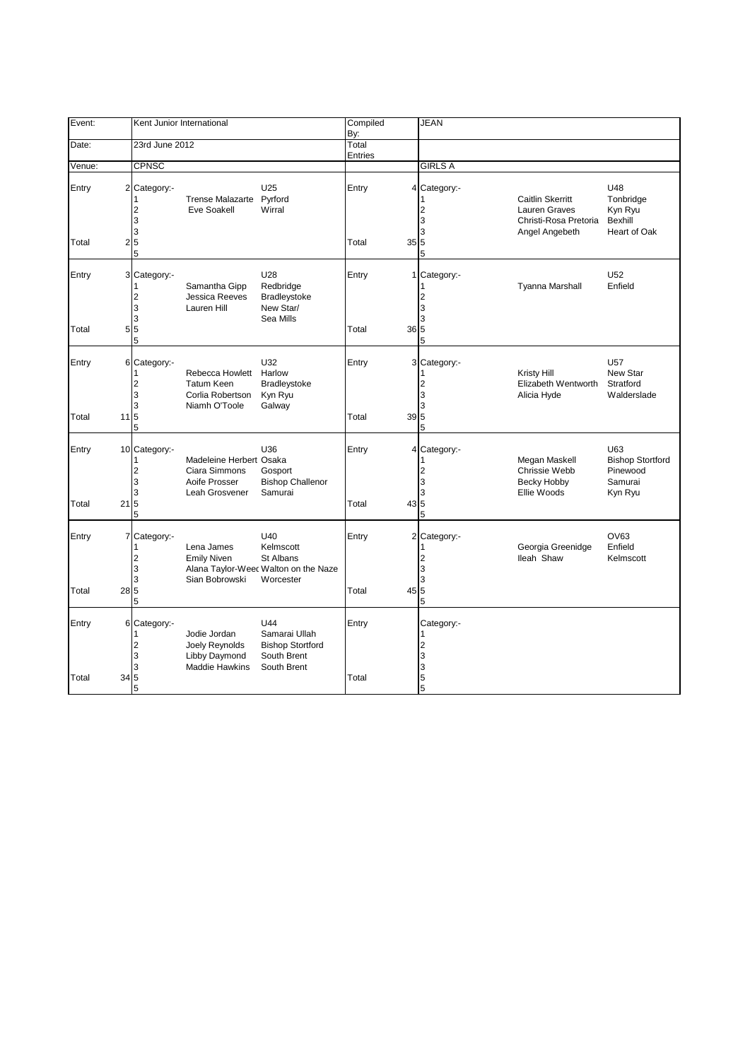| Event: | Kent Junior International | | | Compiled By: | | JEAN | | |
|---|---|---|---|---|---|---|---|---|
| Date: | 23rd June 2012 | | | Total Entries | | | | |
| Venue: | CPNSC | | | | | GIRLS A | | |

| | | | | | | | | | | |
|---|---|---|---|---|---|---|---|---|---|---|
| Entry | 2 | Category:- | | U25 | Entry | 4 | Category:- | | U48 |
| | | 1 | Trense Malazarte | Pyrford | | | 1 | Caitlin Skerritt | Tonbridge |
| | | 2 | Eve Soakell | Wirral | | | 2 | Lauren Graves | Kyn Ryu |
| | | 3 | | | | | 3 | Christi-Rosa Pretoria | Bexhill |
| | | 3 | | | | | 3 | Angel Angebeth | Heart of Oak |
| Total | 2 | 5 | | | Total | 35 | 5 | | |
| | | 5 | | | | | 5 | | |
| Entry | 3 | Category:- | | U28 | Entry | 1 | Category:- | | U52 |
| | | 1 | Samantha Gipp | Redbridge | | | 1 | Tyanna Marshall | Enfield |
| | | 2 | Jessica Reeves | Bradleystoke | | | 2 | | |
| | | 3 | Lauren Hill | New Star/ | | | 3 | | |
| | | 3 | | Sea Mills | | | 3 | | |
| Total | 5 | 5 | | | Total | 36 | 5 | | |
| | | 5 | | | | | 5 | | |
| Entry | 6 | Category:- | | U32 | Entry | 3 | Category:- | | U57 |
| | | 1 | Rebecca Howlett | Harlow | | | 1 | Kristy Hill | New Star |
| | | 2 | Tatum Keen | Bradleystoke | | | 2 | Elizabeth Wentworth | Stratford |
| | | 3 | Corlia Robertson | Kyn Ryu | | | 3 | Alicia Hyde | Walderslade |
| | | 3 | Niamh O'Toole | Galway | | | 3 | | |
| Total | 11 | 5 | | | Total | 39 | 5 | | |
| | | 5 | | | | | 5 | | |
| Entry | 10 | Category:- | | U36 | Entry | 4 | Category:- | | U63 |
| | | 1 | Madeleine Herbert | Osaka | | | 1 | Megan Maskell | Bishop Stortford |
| | | 2 | Ciara Simmons | Gosport | | | 2 | Chrissie Webb | Pinewood |
| | | 3 | Aoife Prosser | Bishop Challenor | | | 3 | Becky Hobby | Samurai |
| | | 3 | Leah Grosvener | Samurai | | | 3 | Ellie Woods | Kyn Ryu |
| Total | 21 | 5 | | | Total | 43 | 5 | | |
| | | 5 | | | | | 5 | | |
| Entry | 7 | Category:- | | U40 | Entry | 2 | Category:- | | OV63 |
| | | 1 | Lena James | Kelmscott | | | 1 | Georgia Greenidge | Enfield |
| | | 2 | Emily Niven | St Albans | | | 2 | Ileah Shaw | Kelmscott |
| | | 3 | Alana Taylor-Weed | Walton on the Naze | | | 3 | | |
| | | 3 | Sian Bobrowski | Worcester | | | 3 | | |
| Total | 28 | 5 | | | Total | 45 | 5 | | |
| | | 5 | | | | | 5 | | |
| Entry | 6 | Category:- | | U44 | Entry | | Category:- | | |
| | | 1 | Jodie Jordan | Samarai Ullah | | | 1 | | |
| | | 2 | Joely Reynolds | Bishop Stortford | | | 2 | | |
| | | 3 | Libby Daymond | South Brent | | | 3 | | |
| | | 3 | Maddie Hawkins | South Brent | | | 3 | | |
| Total | 34 | 5 | | | Total | | 5 | | |
| | | 5 | | | | | 5 | | |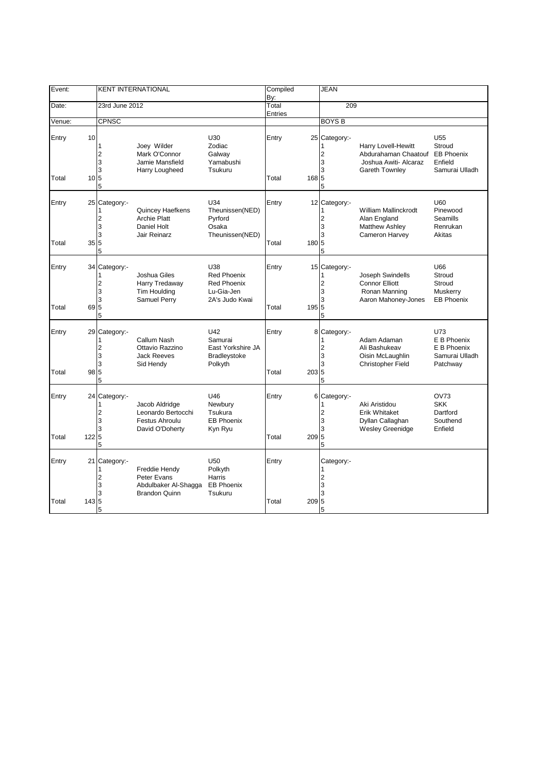| Event: | KENT INTERNATIONAL | Compiled By: | JEAN |
|---|---|---|---|
| Date: | 23rd June 2012 | Total Entries | 209 |
| Venue: | CPNSC | | BOYS B |

| | | Place | Name | Club | | | Place | Name | Club |
|---|---|---|---|---|---|---|---|---|---|
| Entry | 10 | | | U30 | Entry | 25 | Category:- | | U55 |
| | | 1 | Joey Wilder | Zodiac | | | 1 | Harry Lovell-Hewitt | Stroud |
| | | 2 | Mark O'Connor | Galway | | | 2 | Abdurahaman Chaatouf | EB Phoenix |
| | | 3 | Jamie Mansfield | Yamabushi | | | 3 | Joshua Awiti- Alcaraz | Enfield |
| | | 3 | Harry Lougheed | Tsukuru | | | 3 | Gareth Townley | Samurai Ulladh |
| Total | 10 | 5 | | | Total | 168 | 5 | | |
| | | 5 | | | | | 5 | | |
| Entry | 25 | Category:- | | U34 | Entry | 12 | Category:- | | U60 |
| | | 1 | Quincey Haefkens | Theunissen(NED) | | | 1 | William Mallinckrodt | Pinewood |
| | | 2 | Archie Platt | Pyrford | | | 2 | Alan England | Seamills |
| | | 3 | Daniel Holt | Osaka | | | 3 | Matthew Ashley | Renrukan |
| | | 3 | Jair Reinarz | Theunissen(NED) | | | 3 | Cameron Harvey | Akitas |
| Total | 35 | 5 | | | Total | 180 | 5 | | |
| | | 5 | | | | | 5 | | |
| Entry | 34 | Category:- | | U38 | Entry | 15 | Category:- | | U66 |
| | | 1 | Joshua Giles | Red Phoenix | | | 1 | Joseph Swindells | Stroud |
| | | 2 | Harry Tredaway | Red Phoenix | | | 2 | Connor Elliott | Stroud |
| | | 3 | Tim Houlding | Lu-Gia-Jen | | | 3 | Ronan Manning | Muskerry |
| | | 3 | Samuel Perry | 2A's Judo Kwai | | | 3 | Aaron Mahoney-Jones | EB Phoenix |
| Total | 69 | 5 | | | Total | 195 | 5 | | |
| | | 5 | | | | | 5 | | |
| Entry | 29 | Category:- | | U42 | Entry | 8 | Category:- | | U73 |
| | | 1 | Callum Nash | Samurai | | | 1 | Adam Adaman | E B Phoenix |
| | | 2 | Ottavio Razzino | East Yorkshire JA | | | 2 | Ali Bashukeav | E B Phoenix |
| | | 3 | Jack Reeves | Bradleystoke | | | 3 | Oisin McLaughlin | Samurai Ulladh |
| | | 3 | Sid Hendy | Polkyth | | | 3 | Christopher Field | Patchway |
| Total | 98 | 5 | | | Total | 203 | 5 | | |
| | | 5 | | | | | 5 | | |
| Entry | 24 | Category:- | | U46 | Entry | 6 | Category:- | | OV73 |
| | | 1 | Jacob Aldridge | Newbury | | | 1 | Aki Aristidou | SKK |
| | | 2 | Leonardo Bertocchi | Tsukura | | | 2 | Erik Whitaket | Dartford |
| | | 3 | Festus Ahroulu | EB Phoenix | | | 3 | Dyllan Callaghan | Southend |
| | | 3 | David O'Doherty | Kyn Ryu | | | 3 | Wesley Greenidge | Enfield |
| Total | 122 | 5 | | | Total | 209 | 5 | | |
| | | 5 | | | | | 5 | | |
| Entry | 21 | Category:- | | U50 | Entry | | Category:- | | |
| | | 1 | Freddie Hendy | Polkyth | | | 1 | | |
| | | 2 | Peter Evans | Harris | | | 2 | | |
| | | 3 | Abdulbaker Al-Shagga | EB Phoenix | | | 3 | | |
| | | 3 | Brandon Quinn | Tsukuru | | | 3 | | |
| Total | 143 | 5 | | | Total | 209 | 5 | | |
| | | 5 | | | | | 5 | | |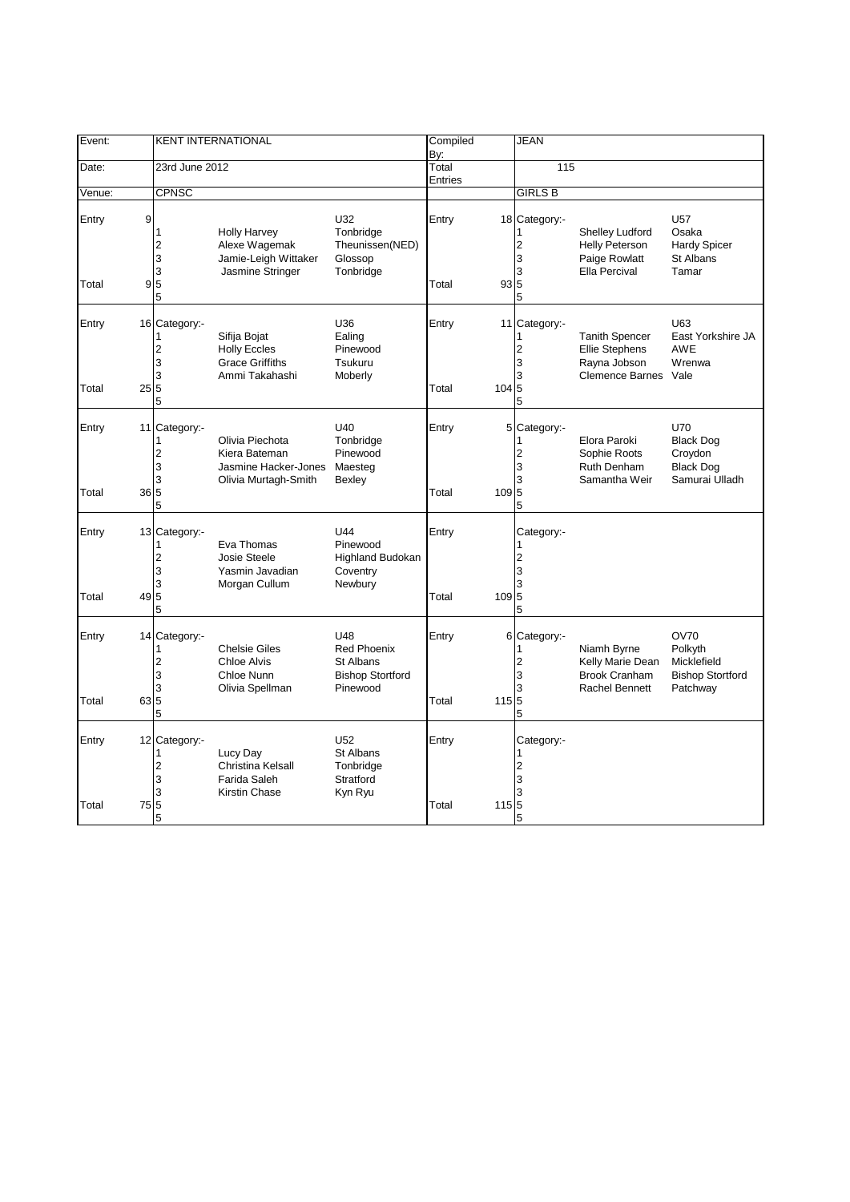| Event: | KENT INTERNATIONAL | Compiled By: | JEAN |
|---|---|---|---|
| Date: | 23rd June 2012 | Total Entries | 115 |
| Venue: | CPNSC | | GIRLS B |

| | | Place | Name | Club | | | Place | Name | Club |
|---|---|---|---|---|---|---|---|---|---|
| Entry | 9 | | | U32 | Entry | 18 | Category:- | | U57 |
| | | 1 | Holly Harvey | Tonbridge | | | 1 | Shelley Ludford | Osaka |
| | | 2 | Alexe Wagemak | Theunissen(NED) | | | 2 | Helly Peterson | Hardy Spicer |
| | | 3 | Jamie-Leigh Wittaker | Glossop | | | 3 | Paige Rowlatt | St Albans |
| | | 3 | Jasmine Stringer | Tonbridge | | | 3 | Ella Percival | Tamar |
| Total | 9 | 5 | | | Total | 93 | 5 | | |
| | | 5 | | | | | 5 | | |
| Entry | 16 | Category:- | | U36 | Entry | 11 | Category:- | | U63 |
| | | 1 | Sifija Bojat | Ealing | | | 1 | Tanith Spencer | East Yorkshire JA |
| | | 2 | Holly Eccles | Pinewood | | | 2 | Ellie Stephens | AWE |
| | | 3 | Grace Griffiths | Tsukuru | | | 3 | Rayna Jobson | Wrenwa |
| | | 3 | Ammi Takahashi | Moberly | | | 3 | Clemence Barnes | Vale |
| Total | 25 | 5 | | | Total | 104 | 5 | | |
| | | 5 | | | | | 5 | | |
| Entry | 11 | Category:- | | U40 | Entry | 5 | Category:- | | U70 |
| | | 1 | Olivia Piechota | Tonbridge | | | 1 | Elora Paroki | Black Dog |
| | | 2 | Kiera Bateman | Pinewood | | | 2 | Sophie Roots | Croydon |
| | | 3 | Jasmine Hacker-Jones | Maesteg | | | 3 | Ruth Denham | Black Dog |
| | | 3 | Olivia Murtagh-Smith | Bexley | | | 3 | Samantha Weir | Samurai Ulladh |
| Total | 36 | 5 | | | Total | 109 | 5 | | |
| | | 5 | | | | | 5 | | |
| Entry | 13 | Category:- | | U44 | Entry | | Category:- | | |
| | | 1 | Eva Thomas | Pinewood | | | 1 | | |
| | | 2 | Josie Steele | Highland Budokan | | | 2 | | |
| | | 3 | Yasmin Javadian | Coventry | | | 3 | | |
| | | 3 | Morgan Cullum | Newbury | | | 3 | | |
| Total | 49 | 5 | | | Total | 109 | 5 | | |
| | | 5 | | | | | 5 | | |
| Entry | 14 | Category:- | | U48 | Entry | 6 | Category:- | | OV70 |
| | | 1 | Chelsie Giles | Red Phoenix | | | 1 | Niamh Byrne | Polkyth |
| | | 2 | Chloe Alvis | St Albans | | | 2 | Kelly Marie Dean | Micklefield |
| | | 3 | Chloe Nunn | Bishop Stortford | | | 3 | Brook Cranham | Bishop Stortford |
| | | 3 | Olivia Spellman | Pinewood | | | 3 | Rachel Bennett | Patchway |
| Total | 63 | 5 | | | Total | 115 | 5 | | |
| | | 5 | | | | | 5 | | |
| Entry | 12 | Category:- | | U52 | Entry | | Category:- | | |
| | | 1 | Lucy Day | St Albans | | | 1 | | |
| | | 2 | Christina Kelsall | Tonbridge | | | 2 | | |
| | | 3 | Farida Saleh | Stratford | | | 3 | | |
| | | 3 | Kirstin Chase | Kyn Ryu | | | 3 | | |
| Total | 75 | 5 | | | Total | 115 | 5 | | |
| | | 5 | | | | | 5 | | |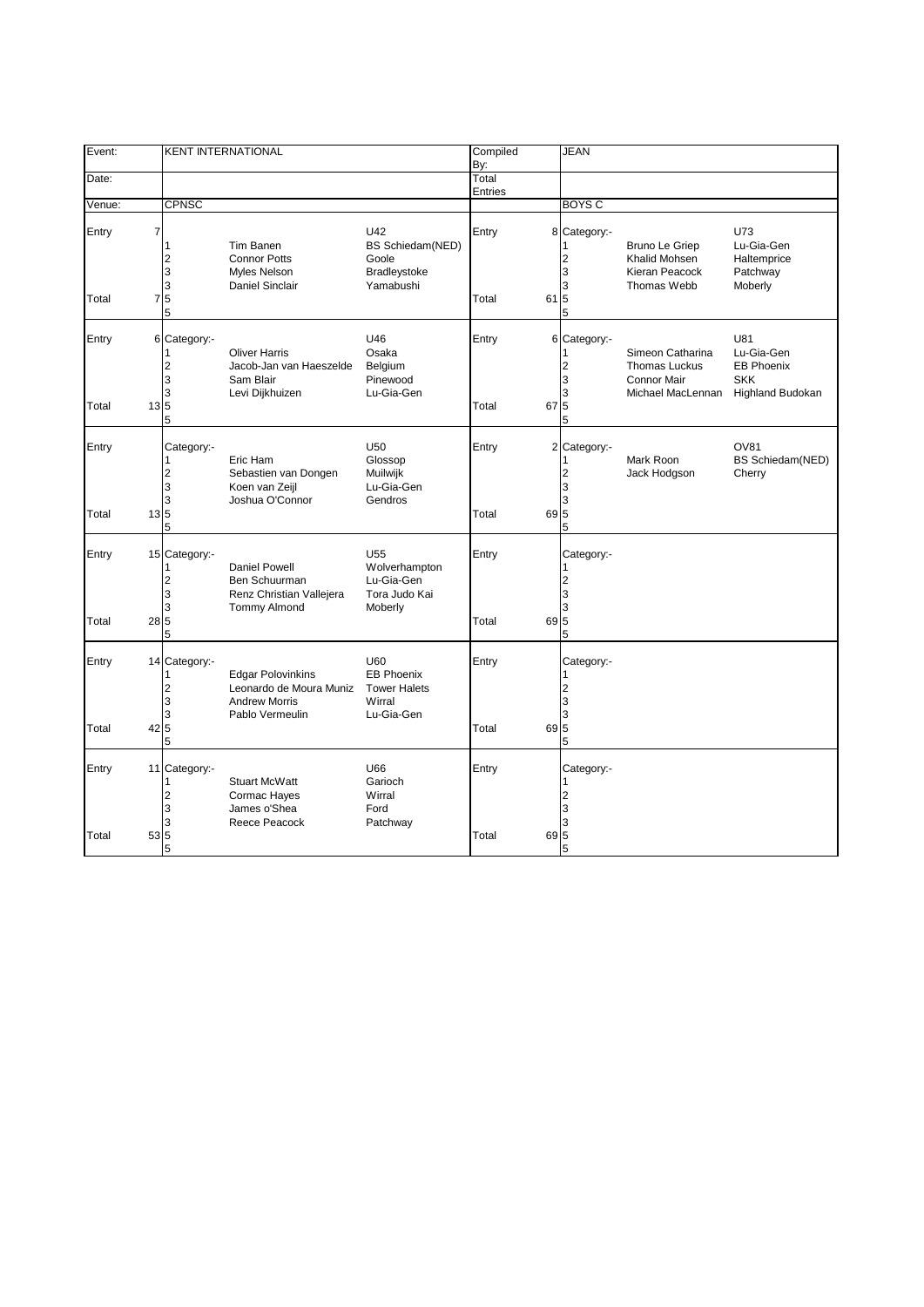| Event: | | KENT INTERNATIONAL | | | Compiled By: | | JEAN | | |
|---|---|---|---|---|---|---|---|---|---|
| Date: | | | | | Total Entries | | | | |
| Venue: | | CPNSC | | | | | BOYS C | | |
| Entry | 7 | | | U42 | Entry | 8 | Category:- | | U73 |
| | | 1 | Tim Banen | BS Schiedam(NED) | | | 1 | Bruno Le Griep | Lu-Gia-Gen |
| | | 2 | Connor Potts | Goole | | | 2 | Khalid Mohsen | Haltemprice |
| | | 3 | Myles Nelson | Bradleystoke | | | 3 | Kieran Peacock | Patchway |
| | | 3 | Daniel Sinclair | Yamabushi | | | 3 | Thomas Webb | Moberly |
| Total | 7 | 5 | | | Total | 61 | 5 | | |
| | | 5 | | | | | 5 | | |
| Entry | 6 | Category:- | | U46 | Entry | 6 | Category:- | | U81 |
| | | 1 | Oliver Harris | Osaka | | | 1 | Simeon Catharina | Lu-Gia-Gen |
| | | 2 | Jacob-Jan van Haeszelde | Belgium | | | 2 | Thomas Luckus | EB Phoenix |
| | | 3 | Sam Blair | Pinewood | | | 3 | Connor Mair | SKK |
| | | 3 | Levi Dijkhuizen | Lu-Gia-Gen | | | 3 | Michael MacLennan | Highland Budokan |
| Total | 13 | 5 | | | Total | 67 | 5 | | |
| | | 5 | | | | | 5 | | |
| Entry | | Category:- | | U50 | Entry | 2 | Category:- | | OV81 |
| | | 1 | Eric Ham | Glossop | | | 1 | Mark Roon | BS Schiedam(NED) |
| | | 2 | Sebastien van Dongen | Muilwijk | | | 2 | Jack Hodgson | Cherry |
| | | 3 | Koen van Zeijl | Lu-Gia-Gen | | | 3 | | |
| | | 3 | Joshua O'Connor | Gendros | | | 3 | | |
| Total | 13 | 5 | | | Total | 69 | 5 | | |
| | | 5 | | | | | 5 | | |
| Entry | 15 | Category:- | | U55 | Entry | | Category:- | | |
| | | 1 | Daniel Powell | Wolverhampton | | | 1 | | |
| | | 2 | Ben Schuurman | Lu-Gia-Gen | | | 2 | | |
| | | 3 | Renz Christian Vallejera | Tora Judo Kai | | | 3 | | |
| | | 3 | Tommy Almond | Moberly | | | 3 | | |
| Total | 28 | 5 | | | Total | 69 | 5 | | |
| | | 5 | | | | | 5 | | |
| Entry | 14 | Category:- | | U60 | Entry | | Category:- | | |
| | | 1 | Edgar Polovinkins | EB Phoenix | | | 1 | | |
| | | 2 | Leonardo de Moura Muniz | Tower Halets | | | 2 | | |
| | | 3 | Andrew Morris | Wirral | | | 3 | | |
| | | 3 | Pablo Vermeulin | Lu-Gia-Gen | | | 3 | | |
| Total | 42 | 5 | | | Total | 69 | 5 | | |
| | | 5 | | | | | 5 | | |
| Entry | 11 | Category:- | | U66 | Entry | | Category:- | | |
| | | 1 | Stuart McWatt | Garioch | | | 1 | | |
| | | 2 | Cormac Hayes | Wirral | | | 2 | | |
| | | 3 | James o'Shea | Ford | | | 3 | | |
| | | 3 | Reece Peacock | Patchway | | | 3 | | |
| Total | 53 | 5 | | | Total | 69 | 5 | | |
| | | 5 | | | | | 5 | | |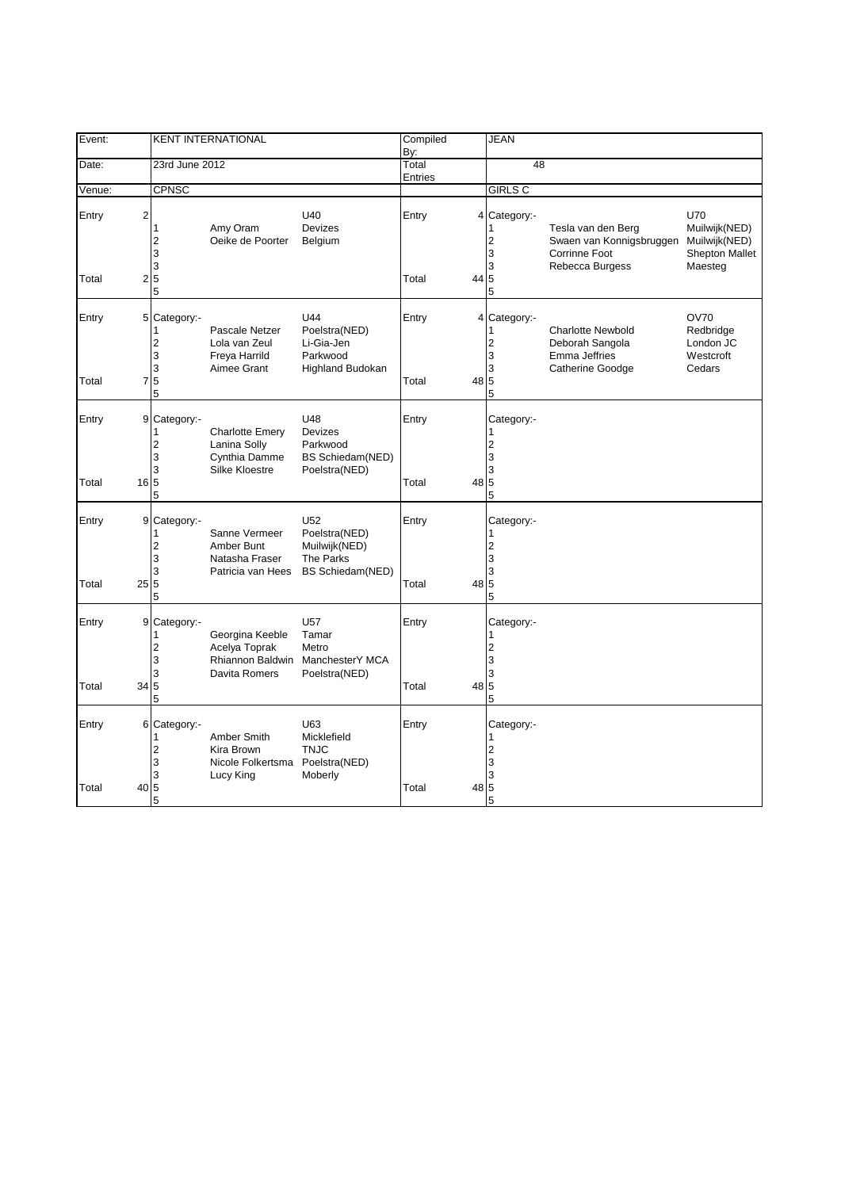| Event: | KENT INTERNATIONAL | | | Compiled By: | | JEAN | | |
|---|---|---|---|---|---|---|---|---|
| Date: | 23rd June 2012 | | | Total Entries | | 48 | | |
| Venue: | CPNSC | | | | | GIRLS C | | |

| | | | | | | | | | | |
|---|---|---|---|---|---|---|---|---|---|---|
| Entry | 2 | | | U40 | Entry | 4 | Category:- | | U70 | |
| | | 1 | Amy Oram | Devizes | | | 1 | Tesla van den Berg | Muilwijk(NED) | |
| | | 2 | Oeike de Poorter | Belgium | | | 2 | Swaen van Konnigsbruggen | Muilwijk(NED) | |
| | | 3 | | | | | 3 | Corrinne Foot | Shepton Mallet | |
| | | 3 | | | | | 3 | Rebecca Burgess | Maesteg | |
| Total | 2 | 5 | | | Total | 44 | 5 | | | |
| | | 5 | | | | | 5 | | | |
| Entry | 5 | Category:- | | U44 | Entry | 4 | Category:- | | OV70 | |
| | | 1 | Pascale Netzer | Poelstra(NED) | | | 1 | Charlotte Newbold | Redbridge | |
| | | 2 | Lola van Zeul | Li-Gia-Jen | | | 2 | Deborah Sangola | London JC | |
| | | 3 | Freya Harrild | Parkwood | | | 3 | Emma Jeffries | Westcroft | |
| | | 3 | Aimee Grant | Highland Budokan | | | 3 | Catherine Goodge | Cedars | |
| Total | 7 | 5 | | | Total | 48 | 5 | | | |
| | | 5 | | | | | 5 | | | |
| Entry | 9 | Category:- | | U48 | Entry | | Category:- | | | |
| | | 1 | Charlotte Emery | Devizes | | | 1 | | | |
| | | 2 | Lanina Solly | Parkwood | | | 2 | | | |
| | | 3 | Cynthia Damme | BS Schiedam(NED) | | | 3 | | | |
| | | 3 | Silke Kloestre | Poelstra(NED) | | | 3 | | | |
| Total | 16 | 5 | | | Total | 48 | 5 | | | |
| | | 5 | | | | | 5 | | | |
| Entry | 9 | Category:- | | U52 | Entry | | Category:- | | | |
| | | 1 | Sanne Vermeer | Poelstra(NED) | | | 1 | | | |
| | | 2 | Amber Bunt | Muilwijk(NED) | | | 2 | | | |
| | | 3 | Natasha Fraser | The Parks | | | 3 | | | |
| | | 3 | Patricia van Hees | BS Schiedam(NED) | | | 3 | | | |
| Total | 25 | 5 | | | Total | 48 | 5 | | | |
| | | 5 | | | | | 5 | | | |
| Entry | 9 | Category:- | | U57 | Entry | | Category:- | | | |
| | | 1 | Georgina Keeble | Tamar | | | 1 | | | |
| | | 2 | Acelya Toprak | Metro | | | 2 | | | |
| | | 3 | Rhiannon Baldwin | ManchesterY MCA | | | 3 | | | |
| | | 3 | Davita Romers | Poelstra(NED) | | | 3 | | | |
| Total | 34 | 5 | | | Total | 48 | 5 | | | |
| | | 5 | | | | | 5 | | | |
| Entry | 6 | Category:- | | U63 | Entry | | Category:- | | | |
| | | 1 | Amber Smith | Micklefield | | | 1 | | | |
| | | 2 | Kira Brown | TNJC | | | 2 | | | |
| | | 3 | Nicole Folkertsma | Poelstra(NED) | | | 3 | | | |
| | | 3 | Lucy King | Moberly | | | 3 | | | |
| Total | 40 | 5 | | | Total | 48 | 5 | | | |
| | | 5 | | | | | 5 | | | |